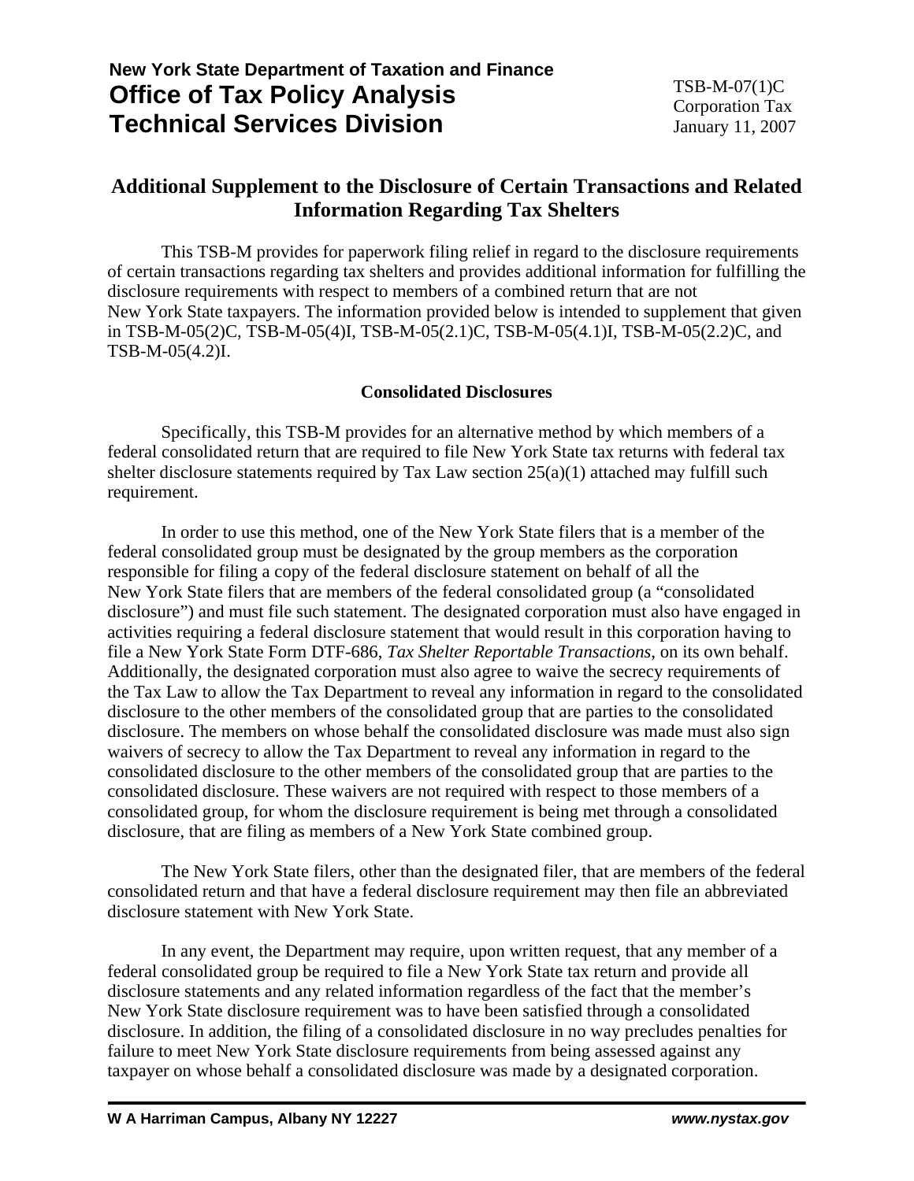**New York State Department of Taxation and Finance**
**Office of Tax Policy Analysis**
**Technical Services Division**

TSB-M-07(1)C
Corporation Tax
January 11, 2007

# Additional Supplement to the Disclosure of Certain Transactions and Related Information Regarding Tax Shelters

This TSB-M provides for paperwork filing relief in regard to the disclosure requirements of certain transactions regarding tax shelters and provides additional information for fulfilling the disclosure requirements with respect to members of a combined return that are not New York State taxpayers. The information provided below is intended to supplement that given in TSB-M-05(2)C, TSB-M-05(4)I, TSB-M-05(2.1)C, TSB-M-05(4.1)I, TSB-M-05(2.2)C, and TSB-M-05(4.2)I.

## Consolidated Disclosures

Specifically, this TSB-M provides for an alternative method by which members of a federal consolidated return that are required to file New York State tax returns with federal tax shelter disclosure statements required by Tax Law section 25(a)(1) attached may fulfill such requirement.

In order to use this method, one of the New York State filers that is a member of the federal consolidated group must be designated by the group members as the corporation responsible for filing a copy of the federal disclosure statement on behalf of all the New York State filers that are members of the federal consolidated group (a "consolidated disclosure") and must file such statement. The designated corporation must also have engaged in activities requiring a federal disclosure statement that would result in this corporation having to file a New York State Form DTF-686, *Tax Shelter Reportable Transactions*, on its own behalf. Additionally, the designated corporation must also agree to waive the secrecy requirements of the Tax Law to allow the Tax Department to reveal any information in regard to the consolidated disclosure to the other members of the consolidated group that are parties to the consolidated disclosure. The members on whose behalf the consolidated disclosure was made must also sign waivers of secrecy to allow the Tax Department to reveal any information in regard to the consolidated disclosure to the other members of the consolidated group that are parties to the consolidated disclosure. These waivers are not required with respect to those members of a consolidated group, for whom the disclosure requirement is being met through a consolidated disclosure, that are filing as members of a New York State combined group.

The New York State filers, other than the designated filer, that are members of the federal consolidated return and that have a federal disclosure requirement may then file an abbreviated disclosure statement with New York State.

In any event, the Department may require, upon written request, that any member of a federal consolidated group be required to file a New York State tax return and provide all disclosure statements and any related information regardless of the fact that the member's New York State disclosure requirement was to have been satisfied through a consolidated disclosure. In addition, the filing of a consolidated disclosure in no way precludes penalties for failure to meet New York State disclosure requirements from being assessed against any taxpayer on whose behalf a consolidated disclosure was made by a designated corporation.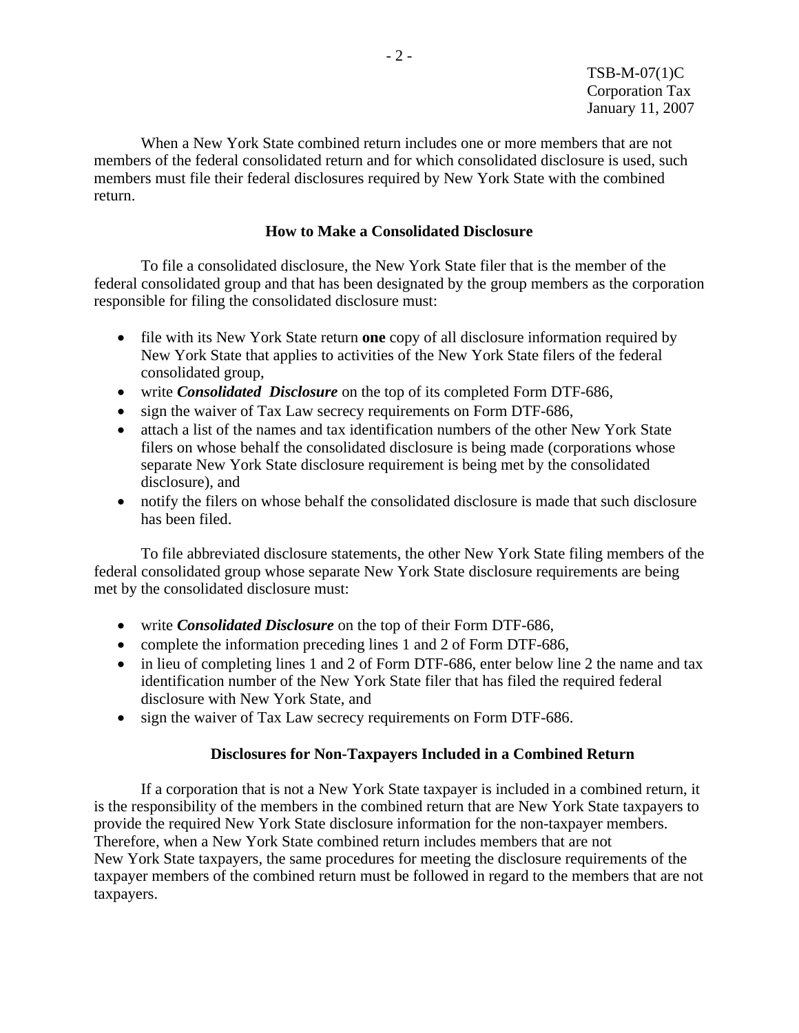When a New York State combined return includes one or more members that are not members of the federal consolidated return and for which consolidated disclosure is used, such members must file their federal disclosures required by New York State with the combined return.

### How to Make a Consolidated Disclosure

To file a consolidated disclosure, the New York State filer that is the member of the federal consolidated group and that has been designated by the group members as the corporation responsible for filing the consolidated disclosure must:

- file with its New York State return **one** copy of all disclosure information required by New York State that applies to activities of the New York State filers of the federal consolidated group,
- write ***Consolidated Disclosure*** on the top of its completed Form DTF-686,
- sign the waiver of Tax Law secrecy requirements on Form DTF-686,
- attach a list of the names and tax identification numbers of the other New York State filers on whose behalf the consolidated disclosure is being made (corporations whose separate New York State disclosure requirement is being met by the consolidated disclosure), and
- notify the filers on whose behalf the consolidated disclosure is made that such disclosure has been filed.

To file abbreviated disclosure statements, the other New York State filing members of the federal consolidated group whose separate New York State disclosure requirements are being met by the consolidated disclosure must:

- write ***Consolidated Disclosure*** on the top of their Form DTF-686,
- complete the information preceding lines 1 and 2 of Form DTF-686,
- in lieu of completing lines 1 and 2 of Form DTF-686, enter below line 2 the name and tax identification number of the New York State filer that has filed the required federal disclosure with New York State, and
- sign the waiver of Tax Law secrecy requirements on Form DTF-686.

### Disclosures for Non-Taxpayers Included in a Combined Return

If a corporation that is not a New York State taxpayer is included in a combined return, it is the responsibility of the members in the combined return that are New York State taxpayers to provide the required New York State disclosure information for the non-taxpayer members. Therefore, when a New York State combined return includes members that are not New York State taxpayers, the same procedures for meeting the disclosure requirements of the taxpayer members of the combined return must be followed in regard to the members that are not taxpayers.